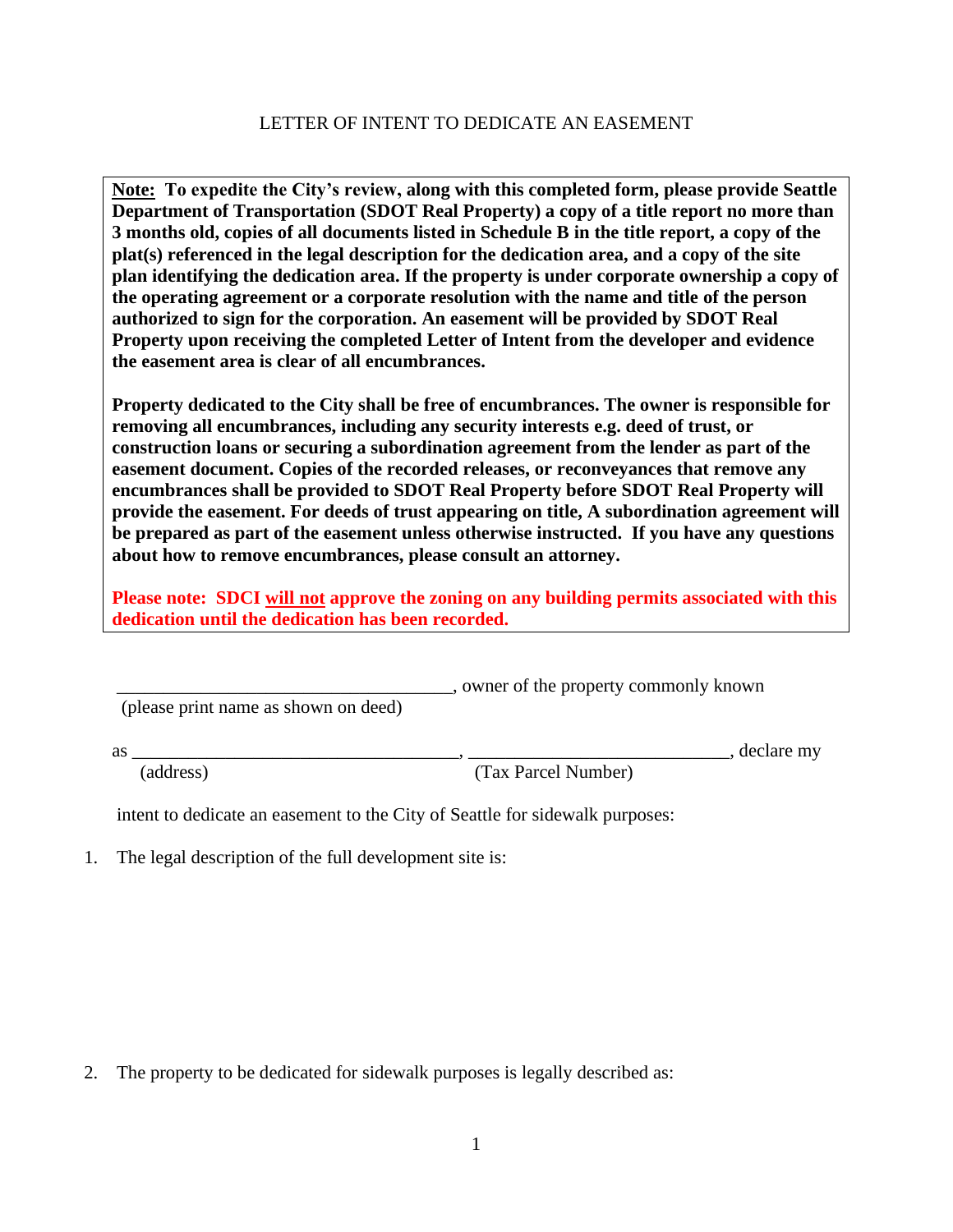# LETTER OF INTENT TO DEDICATE AN EASEMENT

**<u>Note:</u> To expedite the City's review, along with this completed form, please provide Seattle Department of Transportation (SDOT Real Property) a copy of a title report no more than 3 months old, copies of all documents listed in Schedule B in the title report, a copy of the plat(s) referenced in the legal description for the dedication area, and a copy of the site plan identifying the dedication area. If the property is under corporate ownership a copy of the operating agreement or a corporate resolution with the name and title of the person authorized to sign for the corporation. An easement will be provided by SDOT Real Property upon receiving the completed Letter of Intent from the developer and evidence the easement area is clear of all encumbrances.**

**Property dedicated to the City shall be free of encumbrances. The owner is responsible for removing all encumbrances, including any security interests e.g. deed of trust, or construction loans or securing a subordination agreement from the lender as part of the easement document. Copies of the recorded releases, or reconveyances that remove any encumbrances shall be provided to SDOT Real Property before SDOT Real Property will provide the easement. For deeds of trust appearing on title, A subordination agreement will be prepared as part of the easement unless otherwise instructed. If you have any questions about how to remove encumbrances, please consult an attorney.**

**Please note: SDCI <u>will not</u> approve the zoning on any building permits associated with this dedication until the dedication has been recorded.**

_____________________________________, owner of the property commonly known
(please print name as shown on deed)

as ___________________________________, ____________________________, declare my
(address) (Tax Parcel Number)

intent to dedicate an easement to the City of Seattle for sidewalk purposes:

1. The legal description of the full development site is:

2. The property to be dedicated for sidewalk purposes is legally described as: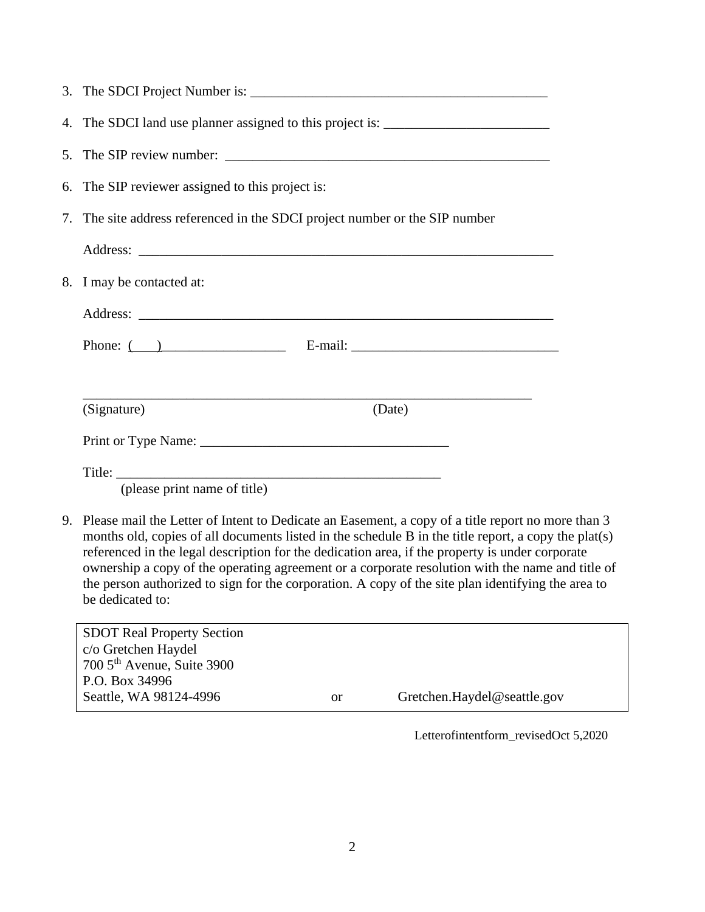3. The SDCI Project Number is: ____________________________________________

4. The SDCI land use planner assigned to this project is: ________________________

5. The SIP review number: ________________________________________________

6. The SIP reviewer assigned to this project is:

7. The site address referenced in the SDCI project number or the SIP number

   Address: ______________________________________________________________

8. I may be contacted at:

   Address: ______________________________________________________________

   Phone: (___)__________________ E-mail: ______________________________

   _____________________________________________________________________
   (Signature) (Date)

   Print or Type Name: ___________________________________

   Title: _______________________________________________
   (please print name of title)

9. Please mail the Letter of Intent to Dedicate an Easement, a copy of a title report no more than 3 months old, copies of all documents listed in the schedule B in the title report, a copy the plat(s) referenced in the legal description for the dedication area, if the property is under corporate ownership a copy of the operating agreement or a corporate resolution with the name and title of the person authorized to sign for the corporation. A copy of the site plan identifying the area to be dedicated to:

| | | |
|---|---|---|
| SDOT Real Property Section<br>c/o Gretchen Haydel<br>700 5th Avenue, Suite 3900<br>P.O. Box 34996<br>Seattle, WA 98124-4996 | or | Gretchen.Haydel@seattle.gov |

Letterofintentform_revisedOct 5,2020